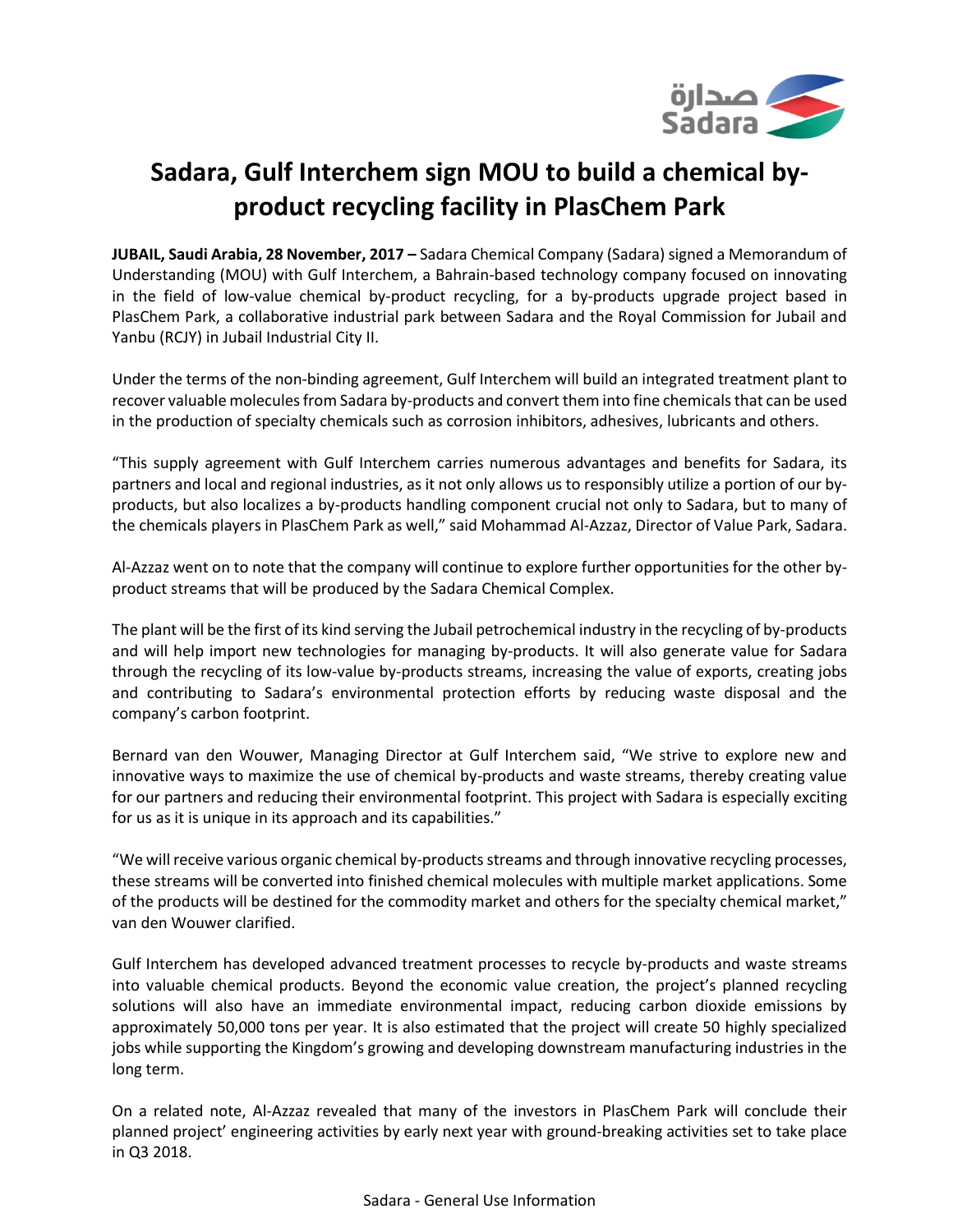# Sadara, Gulf Interchem sign MOU to build a chemical by-product recycling facility in PlasChem Park

**JUBAIL, Saudi Arabia, 28 November, 2017 –** Sadara Chemical Company (Sadara) signed a Memorandum of Understanding (MOU) with Gulf Interchem, a Bahrain-based technology company focused on innovating in the field of low-value chemical by-product recycling, for a by-products upgrade project based in PlasChem Park, a collaborative industrial park between Sadara and the Royal Commission for Jubail and Yanbu (RCJY) in Jubail Industrial City II.

Under the terms of the non-binding agreement, Gulf Interchem will build an integrated treatment plant to recover valuable molecules from Sadara by-products and convert them into fine chemicals that can be used in the production of specialty chemicals such as corrosion inhibitors, adhesives, lubricants and others.

"This supply agreement with Gulf Interchem carries numerous advantages and benefits for Sadara, its partners and local and regional industries, as it not only allows us to responsibly utilize a portion of our by-products, but also localizes a by-products handling component crucial not only to Sadara, but to many of the chemicals players in PlasChem Park as well," said Mohammad Al-Azzaz, Director of Value Park, Sadara.

Al-Azzaz went on to note that the company will continue to explore further opportunities for the other by-product streams that will be produced by the Sadara Chemical Complex.

The plant will be the first of its kind serving the Jubail petrochemical industry in the recycling of by-products and will help import new technologies for managing by-products. It will also generate value for Sadara through the recycling of its low-value by-products streams, increasing the value of exports, creating jobs and contributing to Sadara's environmental protection efforts by reducing waste disposal and the company's carbon footprint.

Bernard van den Wouwer, Managing Director at Gulf Interchem said, "We strive to explore new and innovative ways to maximize the use of chemical by-products and waste streams, thereby creating value for our partners and reducing their environmental footprint. This project with Sadara is especially exciting for us as it is unique in its approach and its capabilities."

"We will receive various organic chemical by-products streams and through innovative recycling processes, these streams will be converted into finished chemical molecules with multiple market applications. Some of the products will be destined for the commodity market and others for the specialty chemical market," van den Wouwer clarified.

Gulf Interchem has developed advanced treatment processes to recycle by-products and waste streams into valuable chemical products. Beyond the economic value creation, the project's planned recycling solutions will also have an immediate environmental impact, reducing carbon dioxide emissions by approximately 50,000 tons per year. It is also estimated that the project will create 50 highly specialized jobs while supporting the Kingdom's growing and developing downstream manufacturing industries in the long term.

On a related note, Al-Azzaz revealed that many of the investors in PlasChem Park will conclude their planned project' engineering activities by early next year with ground-breaking activities set to take place in Q3 2018.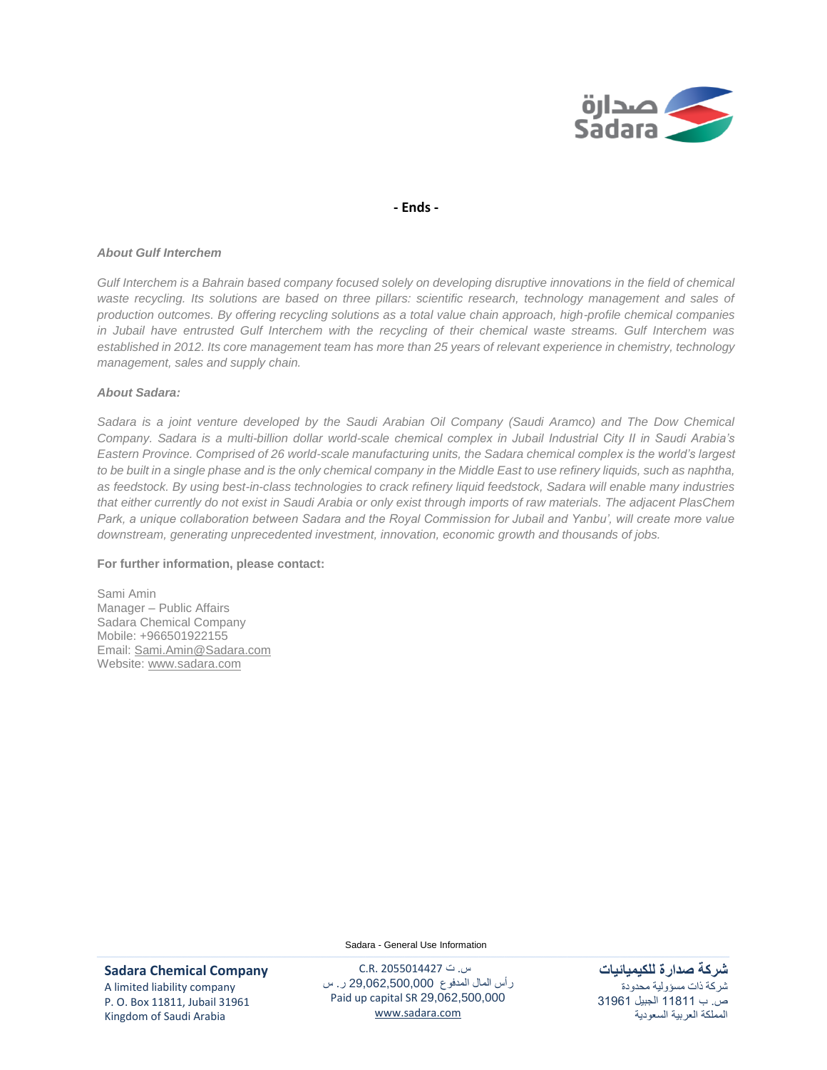**- Ends -**

***About Gulf Interchem***

*Gulf Interchem is a Bahrain based company focused solely on developing disruptive innovations in the field of chemical waste recycling. Its solutions are based on three pillars: scientific research, technology management and sales of production outcomes. By offering recycling solutions as a total value chain approach, high-profile chemical companies in Jubail have entrusted Gulf Interchem with the recycling of their chemical waste streams. Gulf Interchem was established in 2012. Its core management team has more than 25 years of relevant experience in chemistry, technology management, sales and supply chain.*

***About Sadara:***

*Sadara is a joint venture developed by the Saudi Arabian Oil Company (Saudi Aramco) and The Dow Chemical Company. Sadara is a multi-billion dollar world-scale chemical complex in Jubail Industrial City II in Saudi Arabia's Eastern Province. Comprised of 26 world-scale manufacturing units, the Sadara chemical complex is the world's largest to be built in a single phase and is the only chemical company in the Middle East to use refinery liquids, such as naphtha, as feedstock. By using best-in-class technologies to crack refinery liquid feedstock, Sadara will enable many industries that either currently do not exist in Saudi Arabia or only exist through imports of raw materials. The adjacent PlasChem Park, a unique collaboration between Sadara and the Royal Commission for Jubail and Yanbu', will create more value downstream, generating unprecedented investment, innovation, economic growth and thousands of jobs.*

**For further information, please contact:**

Sami Amin
Manager – Public Affairs
Sadara Chemical Company
Mobile: +966501922155
Email: Sami.Amin@Sadara.com
Website: www.sadara.com